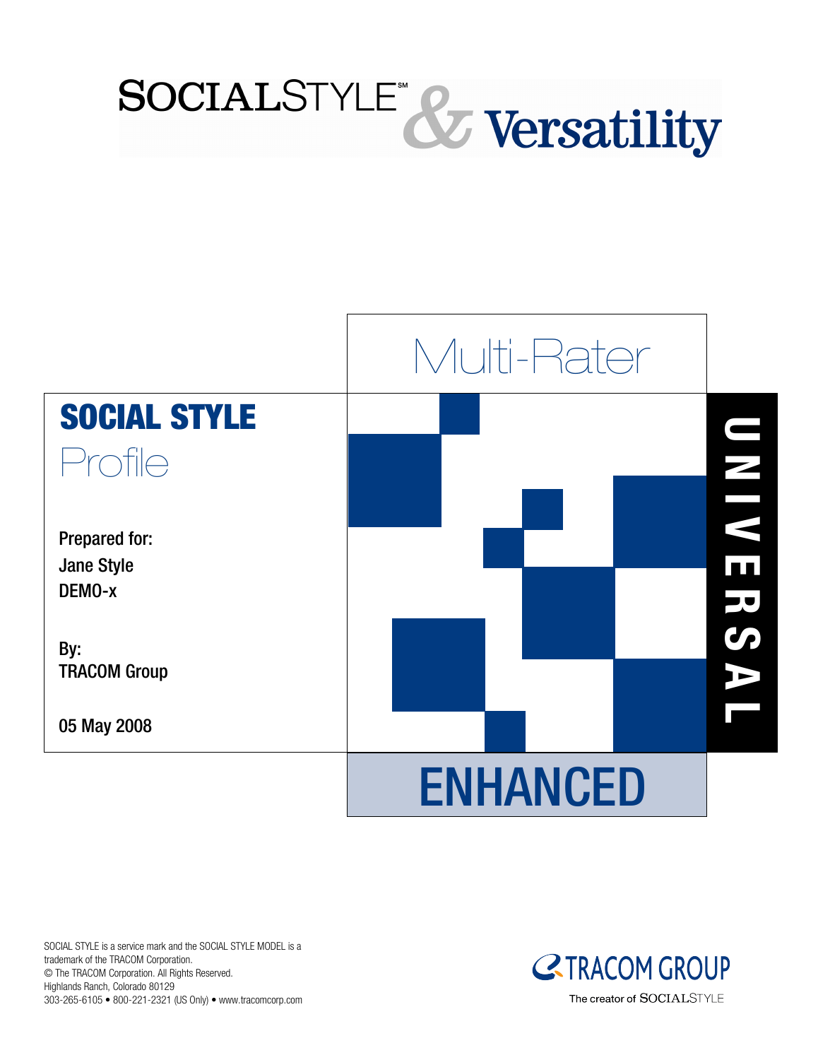# SOCIALSTYLE℠ & Versatility

Multi-Rater

UNIVERSAL

## SOCIAL STYLE Profile

Prepared for:
Jane Style
DEMO-x

By:
TRACOM Group

05 May 2008

ENHANCED

SOCIAL STYLE is a service mark and the SOCIAL STYLE MODEL is a trademark of the TRACOM Corporation.
© The TRACOM Corporation. All Rights Reserved.
Highlands Ranch, Colorado 80129
303-265-6105 • 800-221-2321 (US Only) • www.tracomcorp.com

TRACOM GROUP
The creator of SOCIALSTYLE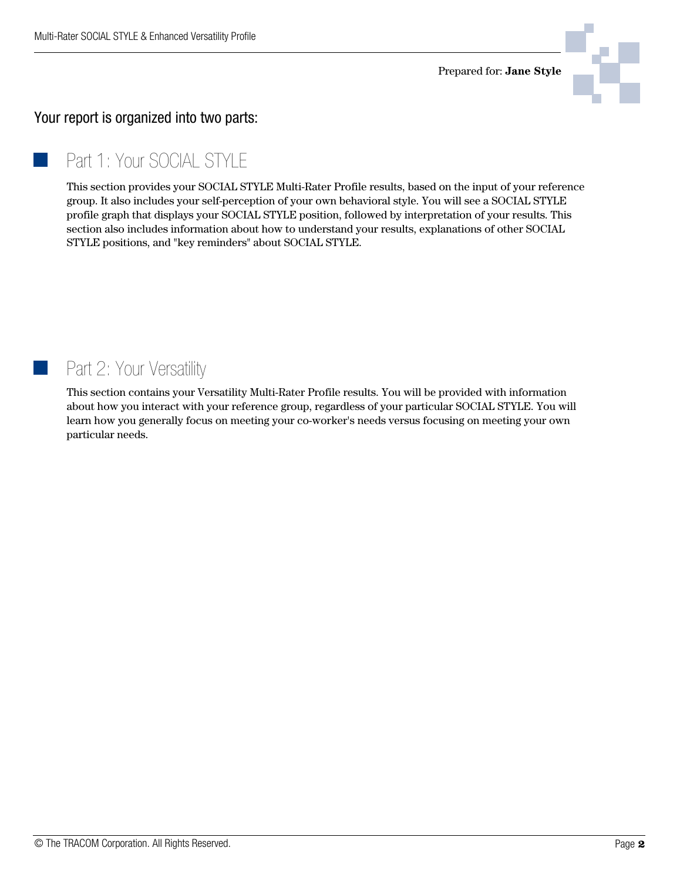Prepared for: **Jane Style**

## Your report is organized into two parts:

### Part 1: Your SOCIAL STYLE

This section provides your SOCIAL STYLE Multi-Rater Profile results, based on the input of your reference group. It also includes your self-perception of your own behavioral style. You will see a SOCIAL STYLE profile graph that displays your SOCIAL STYLE position, followed by interpretation of your results. This section also includes information about how to understand your results, explanations of other SOCIAL STYLE positions, and "key reminders" about SOCIAL STYLE.

### Part 2: Your Versatility

This section contains your Versatility Multi-Rater Profile results. You will be provided with information about how you interact with your reference group, regardless of your particular SOCIAL STYLE. You will learn how you generally focus on meeting your co-worker's needs versus focusing on meeting your own particular needs.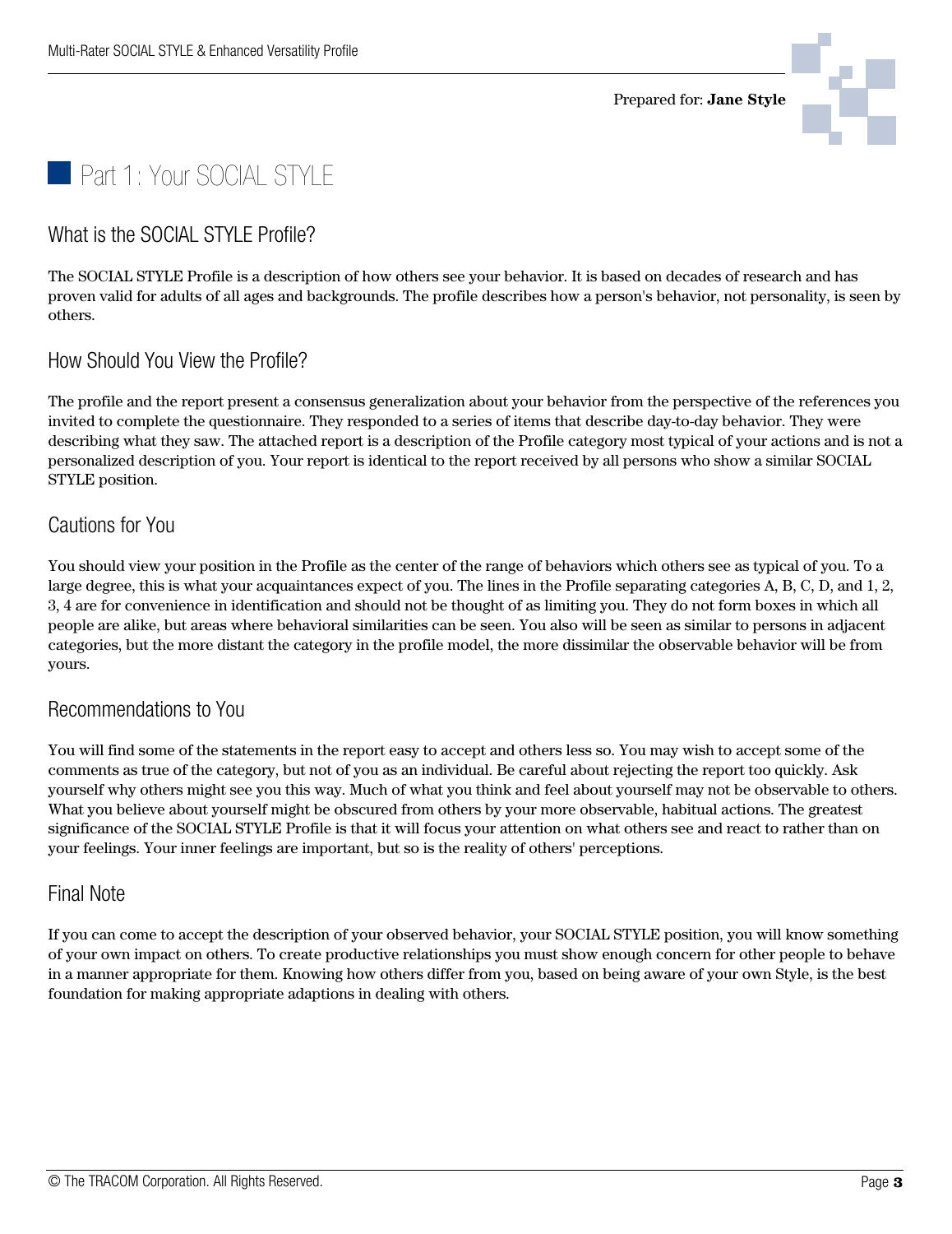Prepared for: **Jane Style**

# Part 1: Your SOCIAL STYLE

## What is the SOCIAL STYLE Profile?

The SOCIAL STYLE Profile is a description of how others see your behavior. It is based on decades of research and has proven valid for adults of all ages and backgrounds. The profile describes how a person's behavior, not personality, is seen by others.

## How Should You View the Profile?

The profile and the report present a consensus generalization about your behavior from the perspective of the references you invited to complete the questionnaire. They responded to a series of items that describe day-to-day behavior. They were describing what they saw. The attached report is a description of the Profile category most typical of your actions and is not a personalized description of you. Your report is identical to the report received by all persons who show a similar SOCIAL STYLE position.

## Cautions for You

You should view your position in the Profile as the center of the range of behaviors which others see as typical of you. To a large degree, this is what your acquaintances expect of you. The lines in the Profile separating categories A, B, C, D, and 1, 2, 3, 4 are for convenience in identification and should not be thought of as limiting you. They do not form boxes in which all people are alike, but areas where behavioral similarities can be seen. You also will be seen as similar to persons in adjacent categories, but the more distant the category in the profile model, the more dissimilar the observable behavior will be from yours.

## Recommendations to You

You will find some of the statements in the report easy to accept and others less so. You may wish to accept some of the comments as true of the category, but not of you as an individual. Be careful about rejecting the report too quickly. Ask yourself why others might see you this way. Much of what you think and feel about yourself may not be observable to others. What you believe about yourself might be obscured from others by your more observable, habitual actions. The greatest significance of the SOCIAL STYLE Profile is that it will focus your attention on what others see and react to rather than on your feelings. Your inner feelings are important, but so is the reality of others' perceptions.

## Final Note

If you can come to accept the description of your observed behavior, your SOCIAL STYLE position, you will know something of your own impact on others. To create productive relationships you must show enough concern for other people to behave in a manner appropriate for them. Knowing how others differ from you, based on being aware of your own Style, is the best foundation for making appropriate adaptions in dealing with others.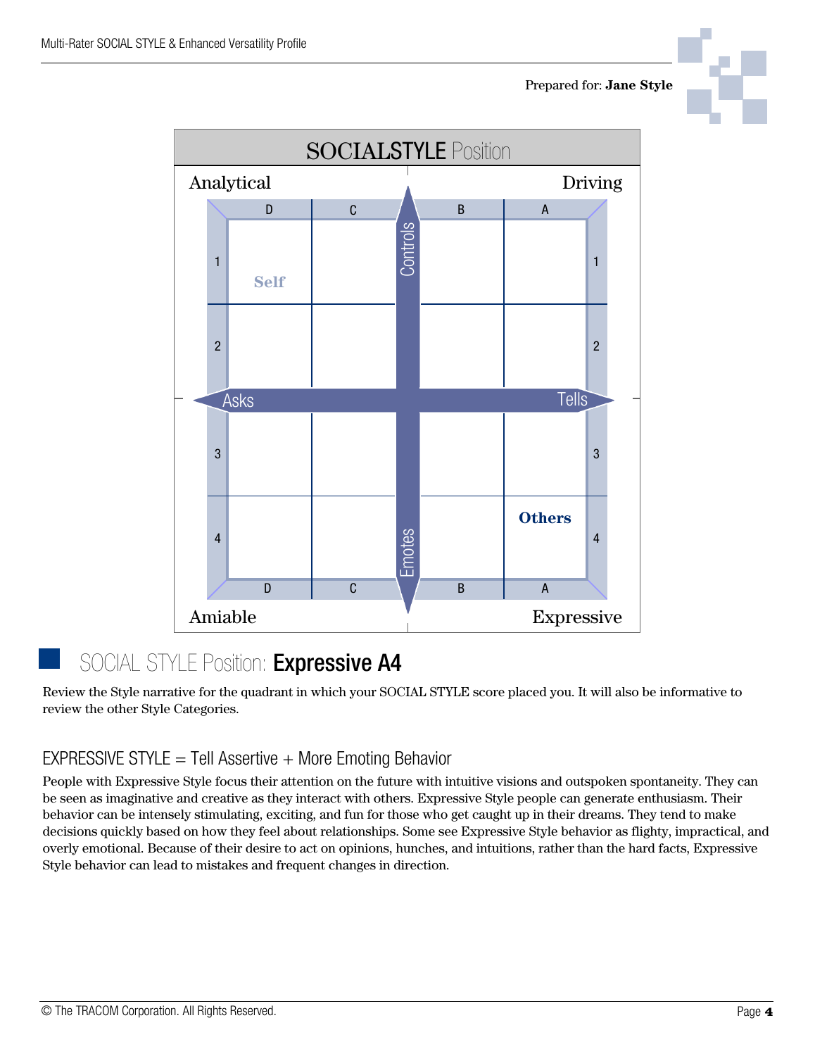Prepared for: **Jane Style**

## SOCIALSTYLE Position

| | Analytical D | Analytical C | Driving B | Driving A | |
|---|---|---|---|---|---|
| **1** | Self | | | | **1** |
| **2** | | | | | **2** |
| **3** | | | | | **3** |
| **4** | | | | Others | **4** |
| | Amiable D | Amiable C | Expressive B | Expressive A | |

Axes: Controls (top) – Emotes (bottom); Asks (left) – Tells (right)

## SOCIAL STYLE Position: **Expressive A4**

Review the Style narrative for the quadrant in which your SOCIAL STYLE score placed you. It will also be informative to review the other Style Categories.

### EXPRESSIVE STYLE = Tell Assertive + More Emoting Behavior

People with Expressive Style focus their attention on the future with intuitive visions and outspoken spontaneity. They can be seen as imaginative and creative as they interact with others. Expressive Style people can generate enthusiasm. Their behavior can be intensely stimulating, exciting, and fun for those who get caught up in their dreams. They tend to make decisions quickly based on how they feel about relationships. Some see Expressive Style behavior as flighty, impractical, and overly emotional. Because of their desire to act on opinions, hunches, and intuitions, rather than the hard facts, Expressive Style behavior can lead to mistakes and frequent changes in direction.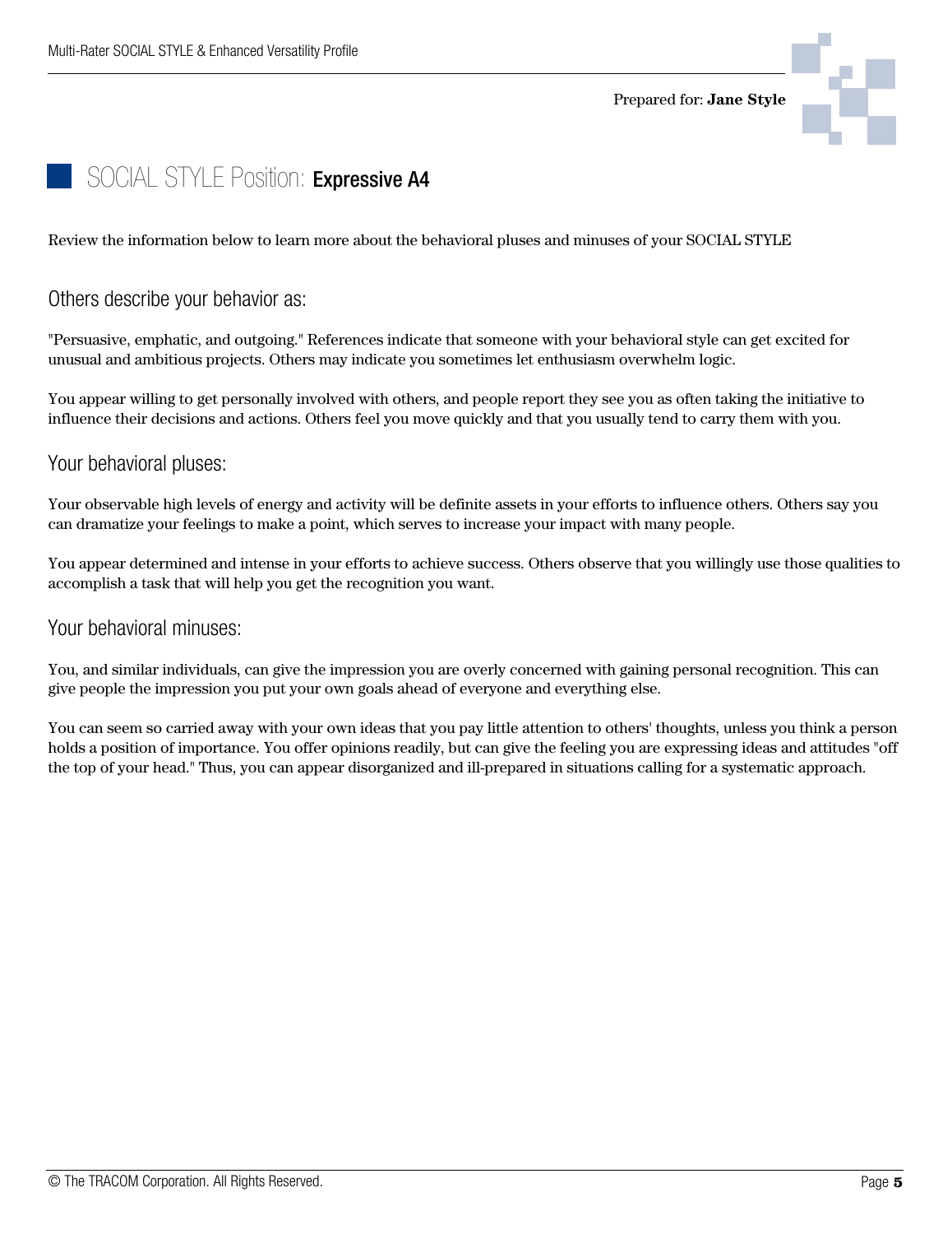Prepared for: **Jane Style**

## SOCIAL STYLE Position: **Expressive A4**

Review the information below to learn more about the behavioral pluses and minuses of your SOCIAL STYLE

### Others describe your behavior as:

"Persuasive, emphatic, and outgoing." References indicate that someone with your behavioral style can get excited for unusual and ambitious projects. Others may indicate you sometimes let enthusiasm overwhelm logic.

You appear willing to get personally involved with others, and people report they see you as often taking the initiative to influence their decisions and actions. Others feel you move quickly and that you usually tend to carry them with you.

### Your behavioral pluses:

Your observable high levels of energy and activity will be definite assets in your efforts to influence others. Others say you can dramatize your feelings to make a point, which serves to increase your impact with many people.

You appear determined and intense in your efforts to achieve success. Others observe that you willingly use those qualities to accomplish a task that will help you get the recognition you want.

### Your behavioral minuses:

You, and similar individuals, can give the impression you are overly concerned with gaining personal recognition. This can give people the impression you put your own goals ahead of everyone and everything else.

You can seem so carried away with your own ideas that you pay little attention to others' thoughts, unless you think a person holds a position of importance. You offer opinions readily, but can give the feeling you are expressing ideas and attitudes "off the top of your head." Thus, you can appear disorganized and ill-prepared in situations calling for a systematic approach.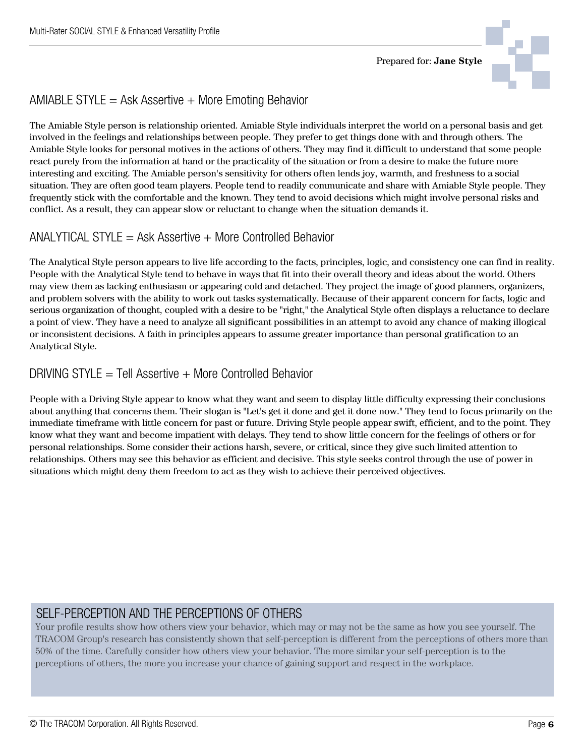## AMIABLE STYLE = Ask Assertive + More Emoting Behavior

The Amiable Style person is relationship oriented. Amiable Style individuals interpret the world on a personal basis and get involved in the feelings and relationships between people. They prefer to get things done with and through others. The Amiable Style looks for personal motives in the actions of others. They may find it difficult to understand that some people react purely from the information at hand or the practicality of the situation or from a desire to make the future more interesting and exciting. The Amiable person's sensitivity for others often lends joy, warmth, and freshness to a social situation. They are often good team players. People tend to readily communicate and share with Amiable Style people. They frequently stick with the comfortable and the known. They tend to avoid decisions which might involve personal risks and conflict. As a result, they can appear slow or reluctant to change when the situation demands it.

## ANALYTICAL STYLE = Ask Assertive + More Controlled Behavior

The Analytical Style person appears to live life according to the facts, principles, logic, and consistency one can find in reality. People with the Analytical Style tend to behave in ways that fit into their overall theory and ideas about the world. Others may view them as lacking enthusiasm or appearing cold and detached. They project the image of good planners, organizers, and problem solvers with the ability to work out tasks systematically. Because of their apparent concern for facts, logic and serious organization of thought, coupled with a desire to be "right," the Analytical Style often displays a reluctance to declare a point of view. They have a need to analyze all significant possibilities in an attempt to avoid any chance of making illogical or inconsistent decisions. A faith in principles appears to assume greater importance than personal gratification to an Analytical Style.

## DRIVING STYLE = Tell Assertive + More Controlled Behavior

People with a Driving Style appear to know what they want and seem to display little difficulty expressing their conclusions about anything that concerns them. Their slogan is "Let's get it done and get it done now." They tend to focus primarily on the immediate timeframe with little concern for past or future. Driving Style people appear swift, efficient, and to the point. They know what they want and become impatient with delays. They tend to show little concern for the feelings of others or for personal relationships. Some consider their actions harsh, severe, or critical, since they give such limited attention to relationships. Others may see this behavior as efficient and decisive. This style seeks control through the use of power in situations which might deny them freedom to act as they wish to achieve their perceived objectives.

## SELF-PERCEPTION AND THE PERCEPTIONS OF OTHERS

Your profile results show how others view your behavior, which may or may not be the same as how you see yourself. The TRACOM Group's research has consistently shown that self-perception is different from the perceptions of others more than 50% of the time. Carefully consider how others view your behavior. The more similar your self-perception is to the perceptions of others, the more you increase your chance of gaining support and respect in the workplace.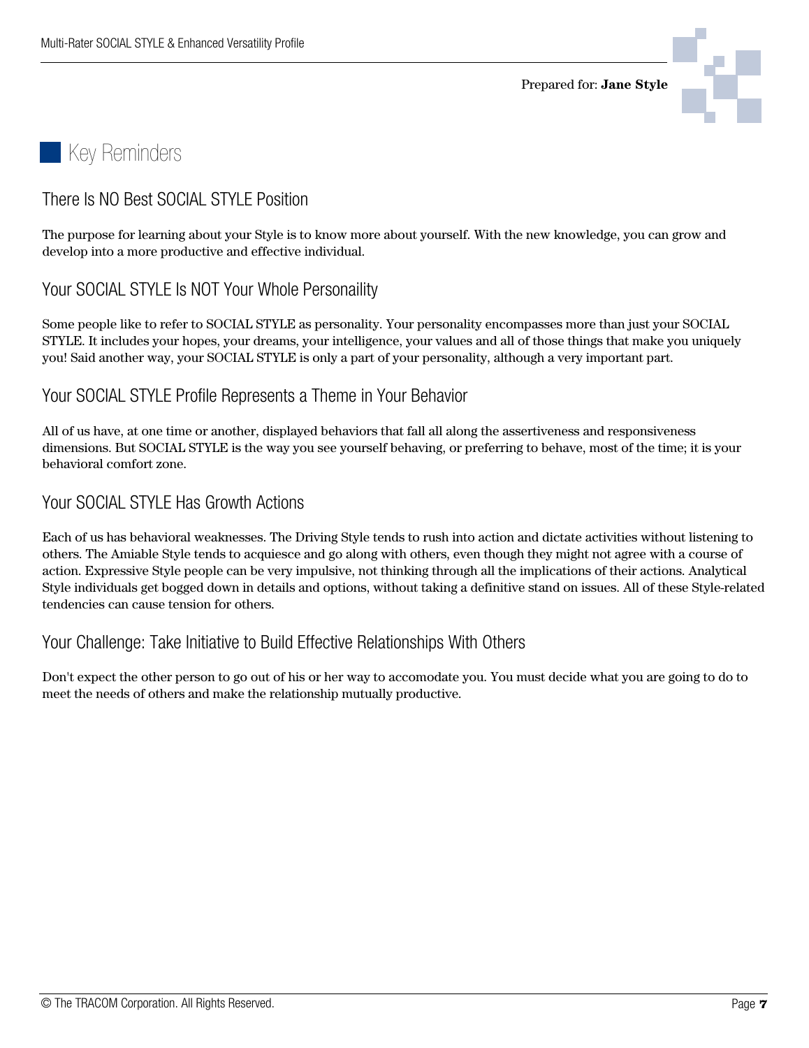Prepared for: **Jane Style**

# Key Reminders

## There Is NO Best SOCIAL STYLE Position

The purpose for learning about your Style is to know more about yourself. With the new knowledge, you can grow and develop into a more productive and effective individual.

## Your SOCIAL STYLE Is NOT Your Whole Personaility

Some people like to refer to SOCIAL STYLE as personality. Your personality encompasses more than just your SOCIAL STYLE. It includes your hopes, your dreams, your intelligence, your values and all of those things that make you uniquely you! Said another way, your SOCIAL STYLE is only a part of your personality, although a very important part.

## Your SOCIAL STYLE Profile Represents a Theme in Your Behavior

All of us have, at one time or another, displayed behaviors that fall all along the assertiveness and responsiveness dimensions. But SOCIAL STYLE is the way you see yourself behaving, or preferring to behave, most of the time; it is your behavioral comfort zone.

## Your SOCIAL STYLE Has Growth Actions

Each of us has behavioral weaknesses. The Driving Style tends to rush into action and dictate activities without listening to others. The Amiable Style tends to acquiesce and go along with others, even though they might not agree with a course of action. Expressive Style people can be very impulsive, not thinking through all the implications of their actions. Analytical Style individuals get bogged down in details and options, without taking a definitive stand on issues. All of these Style-related tendencies can cause tension for others.

## Your Challenge: Take Initiative to Build Effective Relationships With Others

Don't expect the other person to go out of his or her way to accomodate you. You must decide what you are going to do to meet the needs of others and make the relationship mutually productive.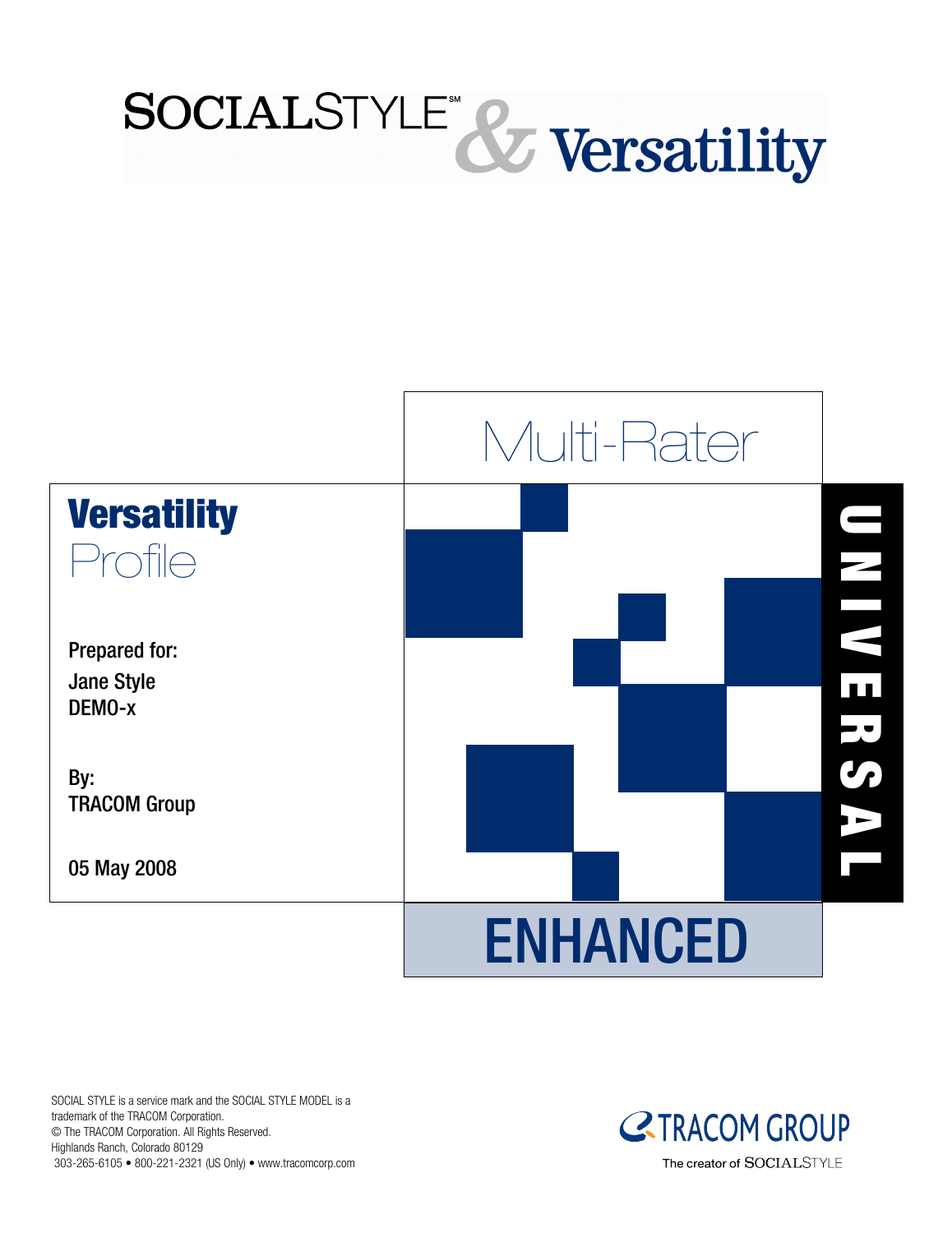# SOCIALSTYLE℠ & Versatility

Multi-Rater

## Versatility Profile

UNIVERSAL

**Prepared for:**
**Jane Style**
**DEMO-x**

**By:**
**TRACOM Group**

**05 May 2008**

ENHANCED

SOCIAL STYLE is a service mark and the SOCIAL STYLE MODEL is a trademark of the TRACOM Corporation.
© The TRACOM Corporation. All Rights Reserved.
Highlands Ranch, Colorado 80129
303-265-6105 • 800-221-2321 (US Only) • www.tracomcorp.com

TRACOM GROUP
The creator of SOCIALSTYLE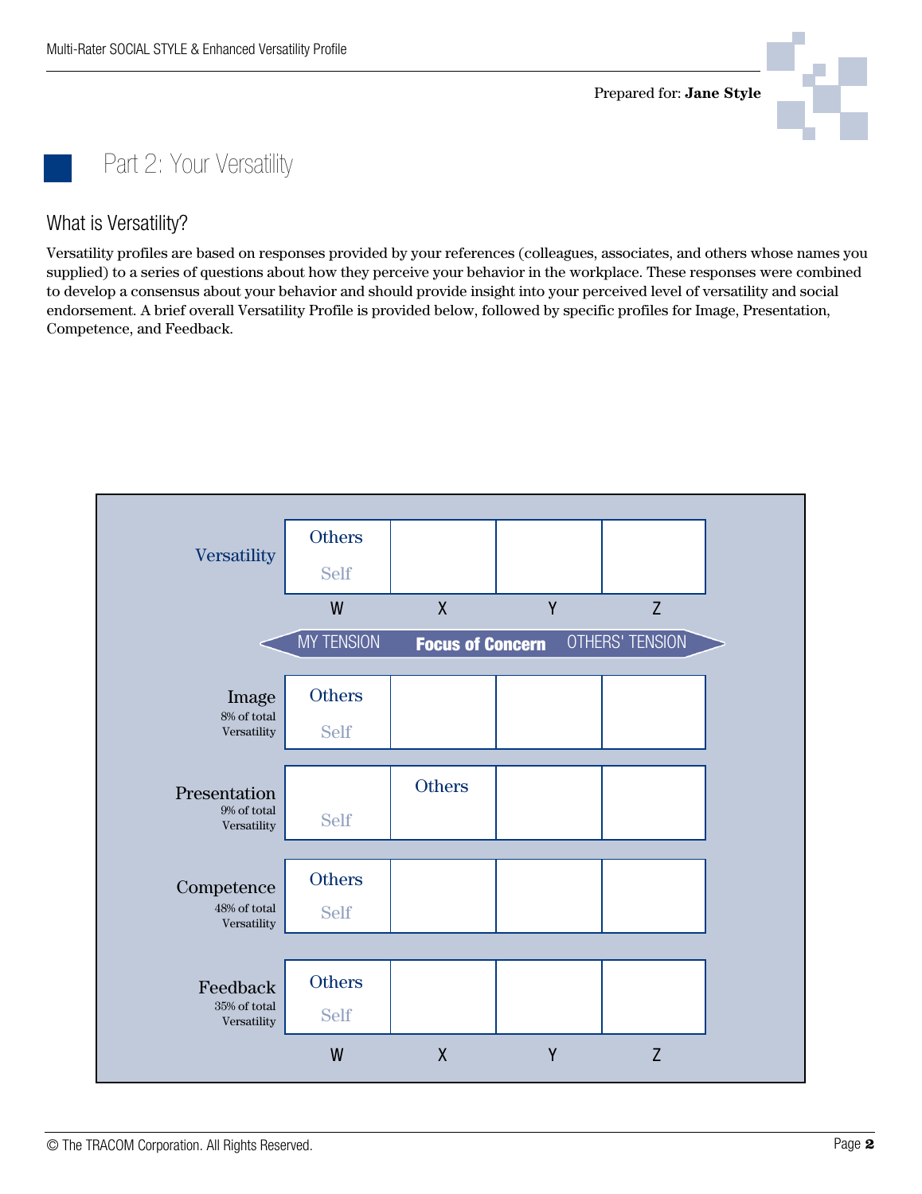Prepared for: **Jane Style**

# Part 2: Your Versatility

## What is Versatility?

Versatility profiles are based on responses provided by your references (colleagues, associates, and others whose names you supplied) to a series of questions about how they perceive your behavior in the workplace. These responses were combined to develop a consensus about your behavior and should provide insight into your perceived level of versatility and social endorsement. A brief overall Versatility Profile is provided below, followed by specific profiles for Image, Presentation, Competence, and Feedback.

| | W | X | Y | Z |
|---|---|---|---|---|
| **Versatility** | Others / Self | | | |

MY TENSION — **Focus of Concern** — OTHERS' TENSION

| | W | X | Y | Z |
|---|---|---|---|---|
| **Image** (8% of total Versatility) | Others / Self | | | |
| **Presentation** (9% of total Versatility) | Self | Others | | |
| **Competence** (48% of total Versatility) | Others / Self | | | |
| **Feedback** (35% of total Versatility) | Others / Self | | | |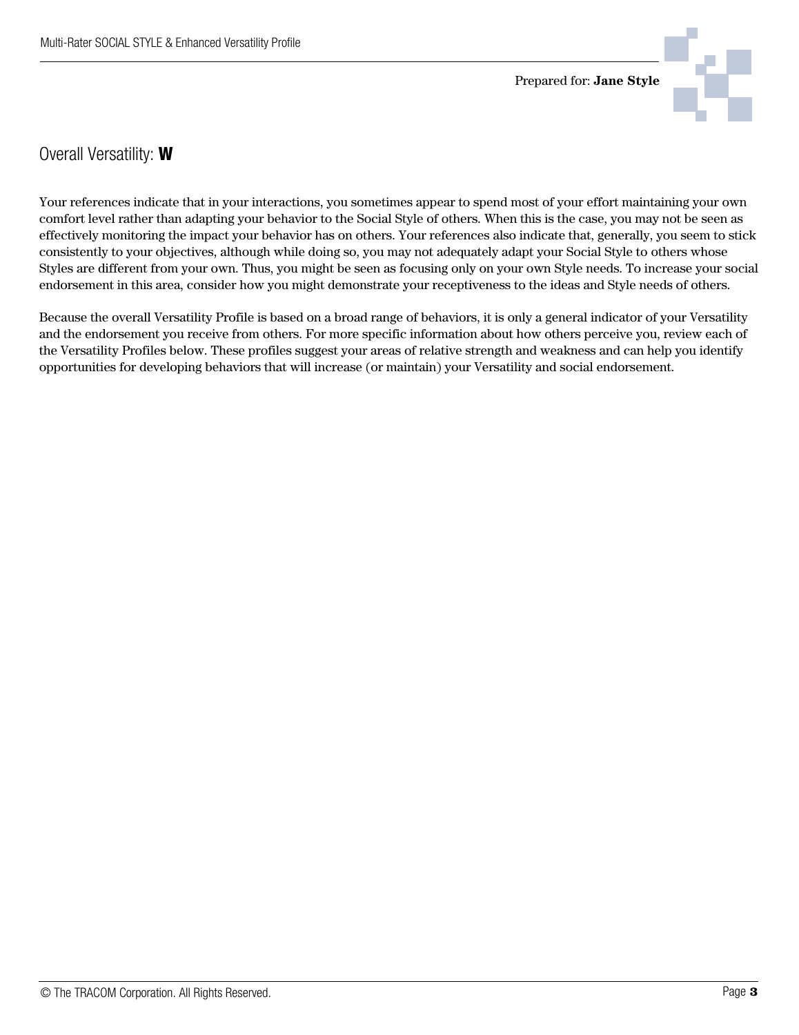Prepared for: **Jane Style**

## Overall Versatility: **W**

Your references indicate that in your interactions, you sometimes appear to spend most of your effort maintaining your own comfort level rather than adapting your behavior to the Social Style of others. When this is the case, you may not be seen as effectively monitoring the impact your behavior has on others. Your references also indicate that, generally, you seem to stick consistently to your objectives, although while doing so, you may not adequately adapt your Social Style to others whose Styles are different from your own. Thus, you might be seen as focusing only on your own Style needs. To increase your social endorsement in this area, consider how you might demonstrate your receptiveness to the ideas and Style needs of others.

Because the overall Versatility Profile is based on a broad range of behaviors, it is only a general indicator of your Versatility and the endorsement you receive from others. For more specific information about how others perceive you, review each of the Versatility Profiles below. These profiles suggest your areas of relative strength and weakness and can help you identify opportunities for developing behaviors that will increase (or maintain) your Versatility and social endorsement.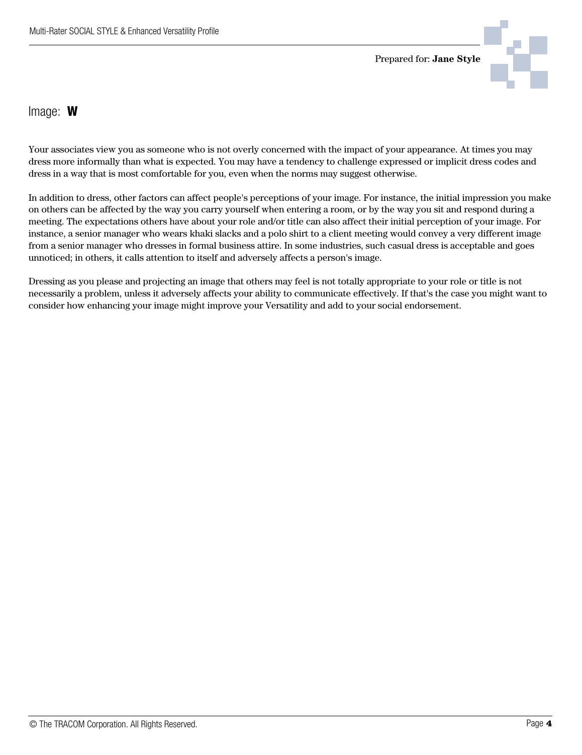Prepared for: **Jane Style**

# Image: **W**

Your associates view you as someone who is not overly concerned with the impact of your appearance. At times you may dress more informally than what is expected. You may have a tendency to challenge expressed or implicit dress codes and dress in a way that is most comfortable for you, even when the norms may suggest otherwise.

In addition to dress, other factors can affect people's perceptions of your image. For instance, the initial impression you make on others can be affected by the way you carry yourself when entering a room, or by the way you sit and respond during a meeting. The expectations others have about your role and/or title can also affect their initial perception of your image. For instance, a senior manager who wears khaki slacks and a polo shirt to a client meeting would convey a very different image from a senior manager who dresses in formal business attire. In some industries, such casual dress is acceptable and goes unnoticed; in others, it calls attention to itself and adversely affects a person's image.

Dressing as you please and projecting an image that others may feel is not totally appropriate to your role or title is not necessarily a problem, unless it adversely affects your ability to communicate effectively. If that's the case you might want to consider how enhancing your image might improve your Versatility and add to your social endorsement.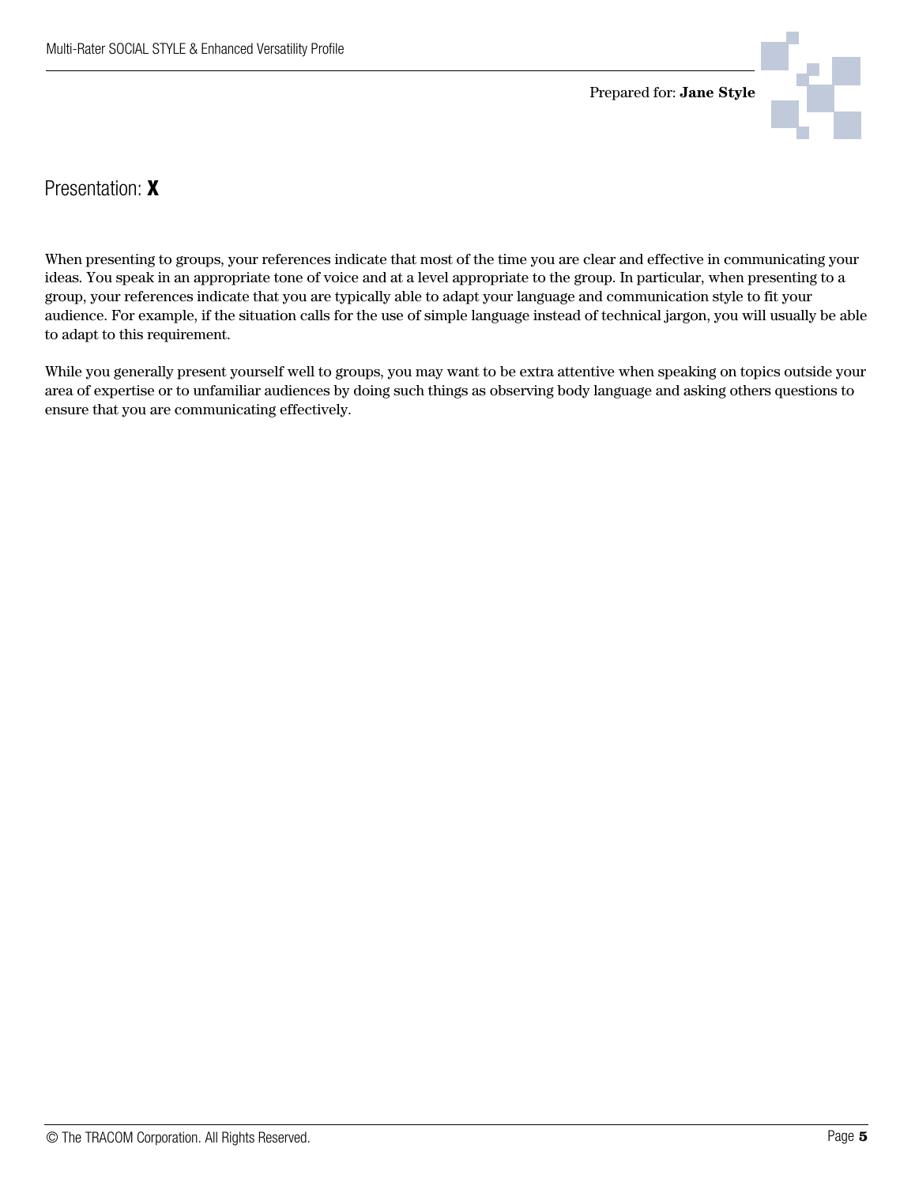## Presentation: **X**

When presenting to groups, your references indicate that most of the time you are clear and effective in communicating your ideas. You speak in an appropriate tone of voice and at a level appropriate to the group. In particular, when presenting to a group, your references indicate that you are typically able to adapt your language and communication style to fit your audience. For example, if the situation calls for the use of simple language instead of technical jargon, you will usually be able to adapt to this requirement.

While you generally present yourself well to groups, you may want to be extra attentive when speaking on topics outside your area of expertise or to unfamiliar audiences by doing such things as observing body language and asking others questions to ensure that you are communicating effectively.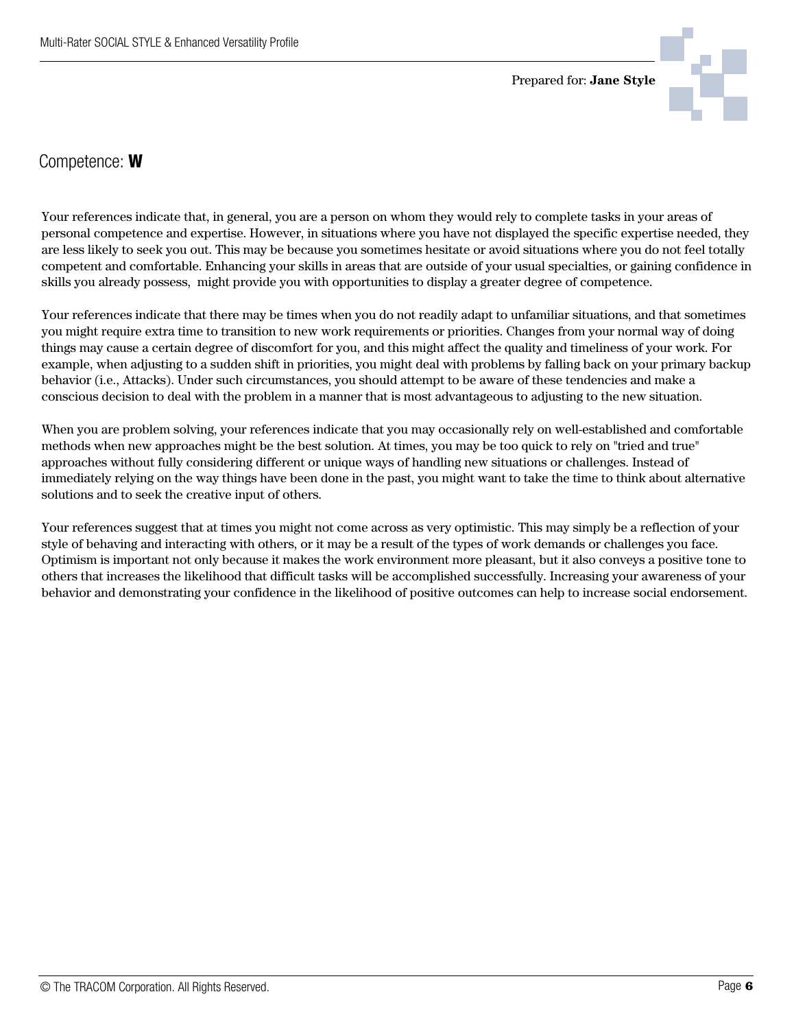## Competence: **W**

Your references indicate that, in general, you are a person on whom they would rely to complete tasks in your areas of personal competence and expertise. However, in situations where you have not displayed the specific expertise needed, they are less likely to seek you out. This may be because you sometimes hesitate or avoid situations where you do not feel totally competent and comfortable. Enhancing your skills in areas that are outside of your usual specialties, or gaining confidence in skills you already possess, might provide you with opportunities to display a greater degree of competence.

Your references indicate that there may be times when you do not readily adapt to unfamiliar situations, and that sometimes you might require extra time to transition to new work requirements or priorities. Changes from your normal way of doing things may cause a certain degree of discomfort for you, and this might affect the quality and timeliness of your work. For example, when adjusting to a sudden shift in priorities, you might deal with problems by falling back on your primary backup behavior (i.e., Attacks). Under such circumstances, you should attempt to be aware of these tendencies and make a conscious decision to deal with the problem in a manner that is most advantageous to adjusting to the new situation.

When you are problem solving, your references indicate that you may occasionally rely on well-established and comfortable methods when new approaches might be the best solution. At times, you may be too quick to rely on "tried and true" approaches without fully considering different or unique ways of handling new situations or challenges. Instead of immediately relying on the way things have been done in the past, you might want to take the time to think about alternative solutions and to seek the creative input of others.

Your references suggest that at times you might not come across as very optimistic. This may simply be a reflection of your style of behaving and interacting with others, or it may be a result of the types of work demands or challenges you face. Optimism is important not only because it makes the work environment more pleasant, but it also conveys a positive tone to others that increases the likelihood that difficult tasks will be accomplished successfully. Increasing your awareness of your behavior and demonstrating your confidence in the likelihood of positive outcomes can help to increase social endorsement.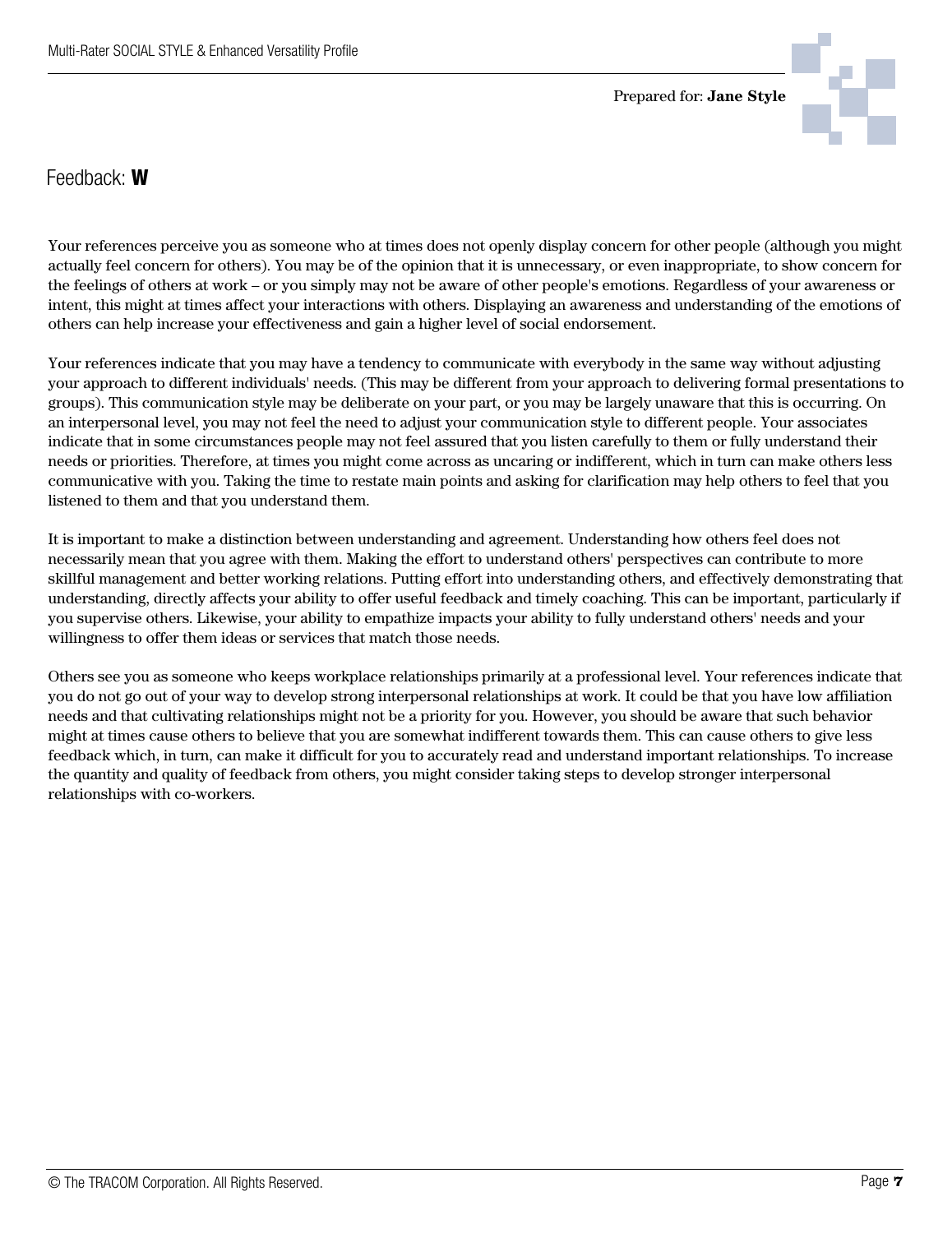Prepared for: **Jane Style**

# Feedback: **W**

Your references perceive you as someone who at times does not openly display concern for other people (although you might actually feel concern for others). You may be of the opinion that it is unnecessary, or even inappropriate, to show concern for the feelings of others at work – or you simply may not be aware of other people's emotions. Regardless of your awareness or intent, this might at times affect your interactions with others. Displaying an awareness and understanding of the emotions of others can help increase your effectiveness and gain a higher level of social endorsement.

Your references indicate that you may have a tendency to communicate with everybody in the same way without adjusting your approach to different individuals' needs. (This may be different from your approach to delivering formal presentations to groups). This communication style may be deliberate on your part, or you may be largely unaware that this is occurring. On an interpersonal level, you may not feel the need to adjust your communication style to different people. Your associates indicate that in some circumstances people may not feel assured that you listen carefully to them or fully understand their needs or priorities. Therefore, at times you might come across as uncaring or indifferent, which in turn can make others less communicative with you. Taking the time to restate main points and asking for clarification may help others to feel that you listened to them and that you understand them.

It is important to make a distinction between understanding and agreement. Understanding how others feel does not necessarily mean that you agree with them. Making the effort to understand others' perspectives can contribute to more skillful management and better working relations. Putting effort into understanding others, and effectively demonstrating that understanding, directly affects your ability to offer useful feedback and timely coaching. This can be important, particularly if you supervise others. Likewise, your ability to empathize impacts your ability to fully understand others' needs and your willingness to offer them ideas or services that match those needs.

Others see you as someone who keeps workplace relationships primarily at a professional level. Your references indicate that you do not go out of your way to develop strong interpersonal relationships at work. It could be that you have low affiliation needs and that cultivating relationships might not be a priority for you. However, you should be aware that such behavior might at times cause others to believe that you are somewhat indifferent towards them. This can cause others to give less feedback which, in turn, can make it difficult for you to accurately read and understand important relationships. To increase the quantity and quality of feedback from others, you might consider taking steps to develop stronger interpersonal relationships with co-workers.